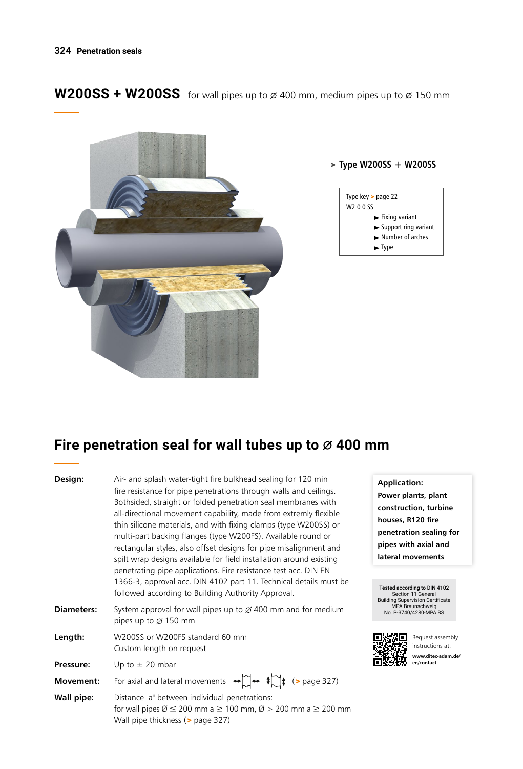# W200SS + W200SS for wall pipes up to ⌀ 400 mm, medium pipes up to ⌀ 150 mm

> **Type W200SS + W200SS**

Type key > page 22

W2 0 0 SS
- Fixing variant
- Support ring variant
- Number of arches
- Type

## Fire penetration seal for wall tubes up to ⌀ 400 mm

**Design:** Air- and splash water-tight fire bulkhead sealing for 120 min fire resistance for pipe penetrations through walls and ceilings. Bothsided, straight or folded penetration seal membranes with all-directional movement capability, made from extremly flexible thin silicone materials, and with fixing clamps (type W200SS) or multi-part backing flanges (type W200FS). Available round or rectangular styles, also offset designs for pipe misalignment and spilt wrap designs available for field installation around existing penetrating pipe applications. Fire resistance test acc. DIN EN 1366-3, approval acc. DIN 4102 part 11. Technical details must be followed according to Building Authority Approval.

**Diameters:** System approval for wall pipes up to ⌀ 400 mm and for medium pipes up to ⌀ 150 mm

**Length:** W200SS or W200FS standard 60 mm
Custom length on request

**Pressure:** Up to ± 20 mbar

**Movement:** For axial and lateral movements (> page 327)

**Wall pipe:** Distance "a" between individual penetrations:
for wall pipes Ø ≤ 200 mm a ≥ 100 mm, Ø > 200 mm a ≥ 200 mm
Wall pipe thickness (> page 327)

**Application:**
**Power plants, plant construction, turbine houses, R120 fire penetration sealing for pipes with axial and lateral movements**

Tested according to DIN 4102
Section 11 General
Building Supervision Certificate
MPA Braunschweig
No. P-3740/4280-MPA BS

Request assembly instructions at:
**www.ditec-adam.de/en/contact**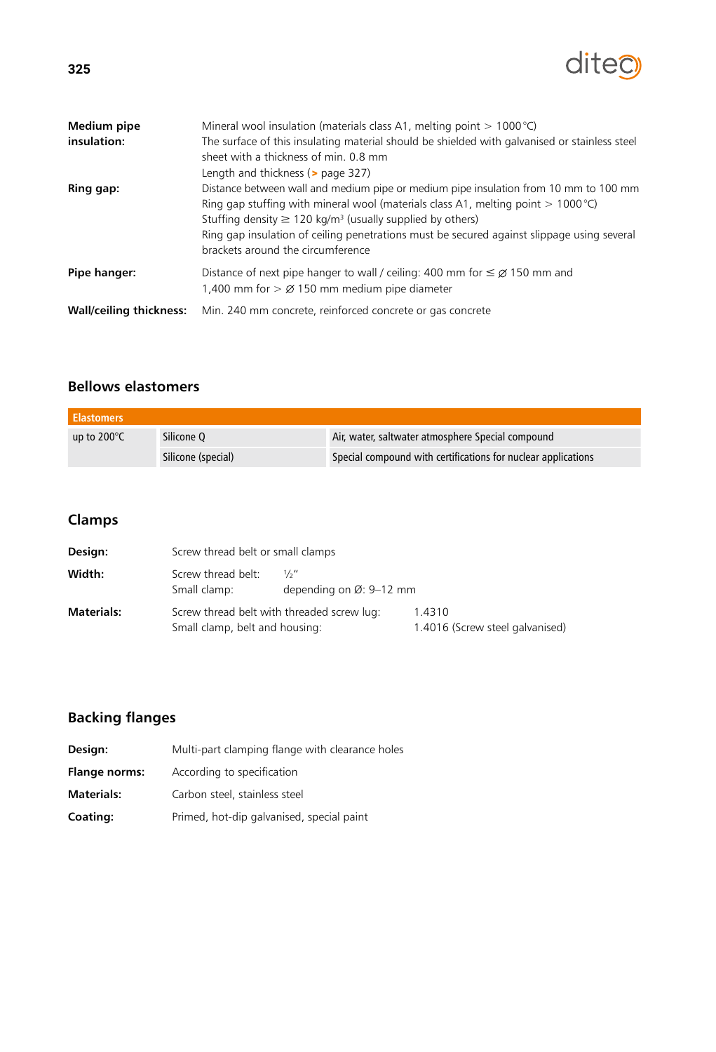**Medium pipe insulation:** Mineral wool insulation (materials class A1, melting point > 1000 °C)
The surface of this insulating material should be shielded with galvanised or stainless steel sheet with a thickness of min. 0.8 mm
Length and thickness (> page 327)

**Ring gap:** Distance between wall and medium pipe or medium pipe insulation from 10 mm to 100 mm
Ring gap stuffing with mineral wool (materials class A1, melting point > 1000 °C)
Stuffing density ≥ 120 kg/m³ (usually supplied by others)
Ring gap insulation of ceiling penetrations must be secured against slippage using several brackets around the circumference

**Pipe hanger:** Distance of next pipe hanger to wall / ceiling: 400 mm for ≤ ⌀ 150 mm and 1,400 mm for > ⌀ 150 mm medium pipe diameter

**Wall/ceiling thickness:** Min. 240 mm concrete, reinforced concrete or gas concrete

## Bellows elastomers

| Elastomers | | |
|---|---|---|
| up to 200°C | Silicone Q | Air, water, saltwater atmosphere Special compound |
| | Silicone (special) | Special compound with certifications for nuclear applications |

## Clamps

**Design:** Screw thread belt or small clamps

**Width:**
Screw thread belt: ½"
Small clamp: depending on Ø: 9–12 mm

**Materials:**
Screw thread belt with threaded screw lug: 1.4310
Small clamp, belt and housing: 1.4016 (Screw steel galvanised)

## Backing flanges

**Design:** Multi-part clamping flange with clearance holes

**Flange norms:** According to specification

**Materials:** Carbon steel, stainless steel

**Coating:** Primed, hot-dip galvanised, special paint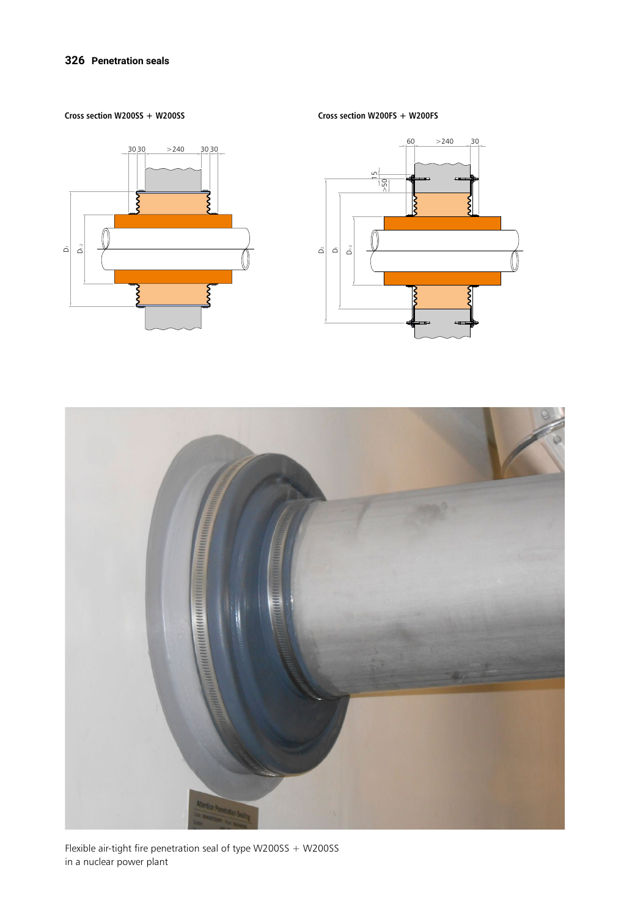**Cross section W200SS + W200SS**

**Cross section W200FS + W200FS**

Flexible air-tight fire penetration seal of type W200SS + W200SS
in a nuclear power plant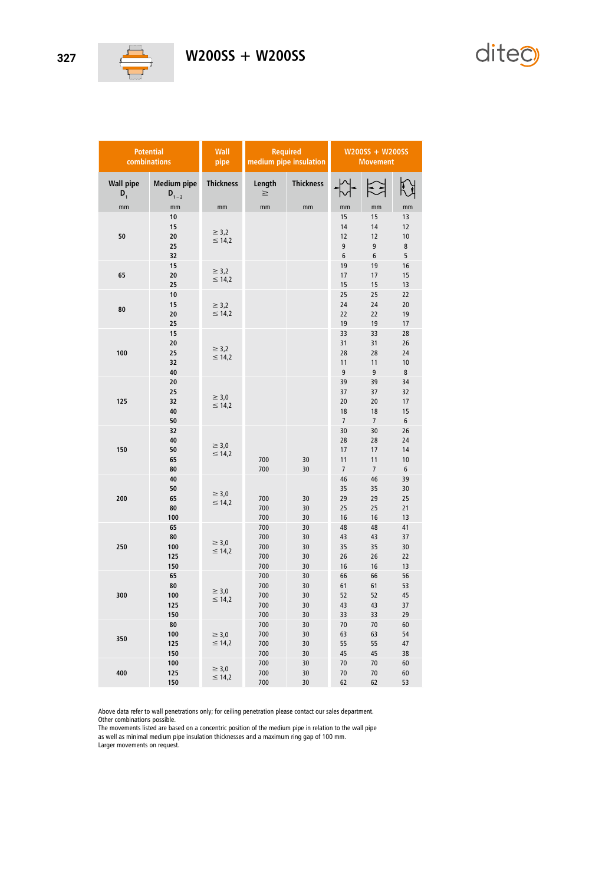# W200SS + W200SS

| Potential combinations | | Wall pipe | Required medium pipe insulation | | W200SS + W200SS Movement | | |
|---|---|---|---|---|---|---|---|
| Wall pipe $D_1$ | Medium pipe $D_{1-2}$ | Thickness | Length ≥ | Thickness | | | |
| mm | mm | mm | mm | mm | mm | mm | mm |
| 50 | 10 | ≥ 3,2 ≤ 14,2 | | | 15 | 15 | 13 |
| | 15 | | | | 14 | 14 | 12 |
| | 20 | | | | 12 | 12 | 10 |
| | 25 | | | | 9 | 9 | 8 |
| | 32 | | | | 6 | 6 | 5 |
| 65 | 15 | ≥ 3,2 ≤ 14,2 | | | 19 | 19 | 16 |
| | 20 | | | | 17 | 17 | 15 |
| | 25 | | | | 15 | 15 | 13 |
| 80 | 10 | ≥ 3,2 ≤ 14,2 | | | 25 | 25 | 22 |
| | 15 | | | | 24 | 24 | 20 |
| | 20 | | | | 22 | 22 | 19 |
| | 25 | | | | 19 | 19 | 17 |
| 100 | 15 | ≥ 3,2 ≤ 14,2 | | | 33 | 33 | 28 |
| | 20 | | | | 31 | 31 | 26 |
| | 25 | | | | 28 | 28 | 24 |
| | 32 | | | | 11 | 11 | 10 |
| | 40 | | | | 9 | 9 | 8 |
| 125 | 20 | ≥ 3,0 ≤ 14,2 | | | 39 | 39 | 34 |
| | 25 | | | | 37 | 37 | 32 |
| | 32 | | | | 20 | 20 | 17 |
| | 40 | | | | 18 | 18 | 15 |
| | 50 | | | | 7 | 7 | 6 |
| 150 | 32 | ≥ 3,0 ≤ 14,2 | | | 30 | 30 | 26 |
| | 40 | | | | 28 | 28 | 24 |
| | 50 | | | | 17 | 17 | 14 |
| | 65 | | 700 | 30 | 11 | 11 | 10 |
| | 80 | | 700 | 30 | 7 | 7 | 6 |
| 200 | 40 | ≥ 3,0 ≤ 14,2 | | | 46 | 46 | 39 |
| | 50 | | | | 35 | 35 | 30 |
| | 65 | | 700 | 30 | 29 | 29 | 25 |
| | 80 | | 700 | 30 | 25 | 25 | 21 |
| | 100 | | 700 | 30 | 16 | 16 | 13 |
| 250 | 65 | ≥ 3,0 ≤ 14,2 | 700 | 30 | 48 | 48 | 41 |
| | 80 | | 700 | 30 | 43 | 43 | 37 |
| | 100 | | 700 | 30 | 35 | 35 | 30 |
| | 125 | | 700 | 30 | 26 | 26 | 22 |
| | 150 | | 700 | 30 | 16 | 16 | 13 |
| 300 | 65 | ≥ 3,0 ≤ 14,2 | 700 | 30 | 66 | 66 | 56 |
| | 80 | | 700 | 30 | 61 | 61 | 53 |
| | 100 | | 700 | 30 | 52 | 52 | 45 |
| | 125 | | 700 | 30 | 43 | 43 | 37 |
| | 150 | | 700 | 30 | 33 | 33 | 29 |
| 350 | 80 | ≥ 3,0 ≤ 14,2 | 700 | 30 | 70 | 70 | 60 |
| | 100 | | 700 | 30 | 63 | 63 | 54 |
| | 125 | | 700 | 30 | 55 | 55 | 47 |
| | 150 | | 700 | 30 | 45 | 45 | 38 |
| 400 | 100 | ≥ 3,0 ≤ 14,2 | 700 | 30 | 70 | 70 | 60 |
| | 125 | | 700 | 30 | 70 | 70 | 60 |
| | 150 | | 700 | 30 | 62 | 62 | 53 |

Above data refer to wall penetrations only; for ceiling penetration please contact our sales department.
Other combinations possible.
The movements listed are based on a concentric position of the medium pipe in relation to the wall pipe as well as minimal medium pipe insulation thicknesses and a maximum ring gap of 100 mm.
Larger movements on request.